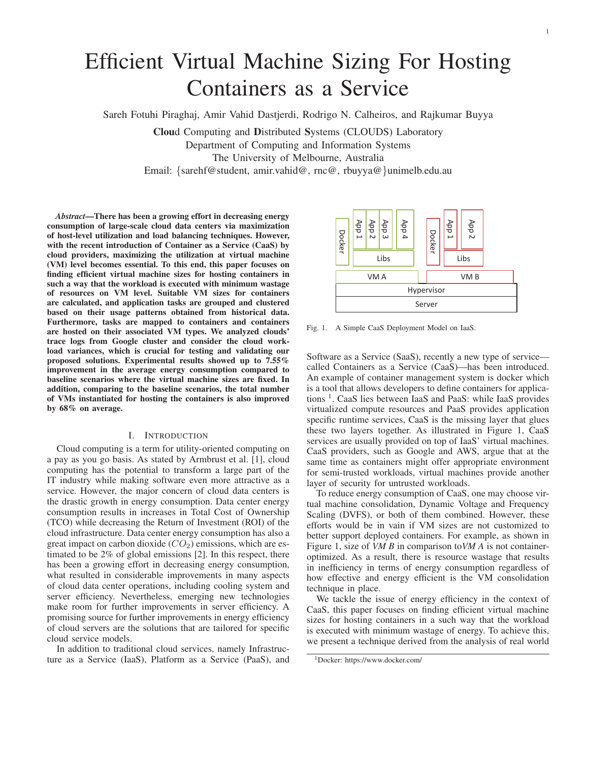# Efficient Virtual Machine Sizing For Hosting Containers as a Service

Sareh Fotuhi Piraghaj, Amir Vahid Dastjerdi, Rodrigo N. Calheiros, and Rajkumar Buyya

**Clou**d Computing and **D**istributed **S**ystems (CLOUDS) Laboratory
Department of Computing and Information Systems
The University of Melbourne, Australia
Email: {sarehf@student, amir.vahid@, rnc@, rbuyya@}unimelb.edu.au

***Abstract*—There has been a growing effort in decreasing energy consumption of large-scale cloud data centers via maximization of host-level utilization and load balancing techniques. However, with the recent introduction of Container as a Service (CaaS) by cloud providers, maximizing the utilization at virtual machine (VM) level becomes essential. To this end, this paper focuses on finding efficient virtual machine sizes for hosting containers in such a way that the workload is executed with minimum wastage of resources on VM level. Suitable VM sizes for containers are calculated, and application tasks are grouped and clustered based on their usage patterns obtained from historical data. Furthermore, tasks are mapped to containers and containers are hosted on their associated VM types. We analyzed clouds' trace logs from Google cluster and consider the cloud workload variances, which is crucial for testing and validating our proposed solutions. Experimental results showed up to 7.55% improvement in the average energy consumption compared to baseline scenarios where the virtual machine sizes are fixed. In addition, comparing to the baseline scenarios, the total number of VMs instantiated for hosting the containers is also improved by 68% on average.**

## I. Introduction

Cloud computing is a term for utility-oriented computing on a pay as you go basis. As stated by Armbrust et al. [1], cloud computing has the potential to transform a large part of the IT industry while making software even more attractive as a service. However, the major concern of cloud data centers is the drastic growth in energy consumption. Data center energy consumption results in increases in Total Cost of Ownership (TCO) while decreasing the Return of Investment (ROI) of the cloud infrastructure. Data center energy consumption has also a great impact on carbon dioxide ($CO_2$) emissions, which are estimated to be 2% of global emissions [2]. In this respect, there has been a growing effort in decreasing energy consumption, what resulted in considerable improvements in many aspects of cloud data center operations, including cooling system and server efficiency. Nevertheless, emerging new technologies make room for further improvements in server efficiency. A promising source for further improvements in energy efficiency of cloud servers are the solutions that are tailored for specific cloud service models.

In addition to traditional cloud services, namely Infrastructure as a Service (IaaS), Platform as a Service (PaaS), and Software as a Service (SaaS), recently a new type of service—called Containers as a Service (CaaS)—has been introduced. An example of container management system is docker which is a tool that allows developers to define containers for applications [1]. CaaS lies between IaaS and PaaS: while IaaS provides virtualized compute resources and PaaS provides application specific runtime services, CaaS is the missing layer that glues these two layers together. As illustrated in Figure 1, CaaS services are usually provided on top of IaaS' virtual machines. CaaS providers, such as Google and AWS, argue that at the same time as containers might offer appropriate environment for semi-trusted workloads, virtual machines provide another layer of security for untrusted workloads.

Fig. 1. A Simple CaaS Deployment Model on IaaS.

To reduce energy consumption of CaaS, one may choose virtual machine consolidation, Dynamic Voltage and Frequency Scaling (DVFS), or both of them combined. However, these efforts would be in vain if VM sizes are not customized to better support deployed containers. For example, as shown in Figure 1, size of *VM B* in comparison to*VM A* is not container-optimized. As a result, there is resource wastage that results in inefficiency in terms of energy consumption regardless of how effective and energy efficient is the VM consolidation technique in place.

We tackle the issue of energy efficiency in the context of CaaS, this paper focuses on finding efficient virtual machine sizes for hosting containers in a such way that the workload is executed with minimum wastage of energy. To achieve this, we present a technique derived from the analysis of real world

[1]Docker: https://www.docker.com/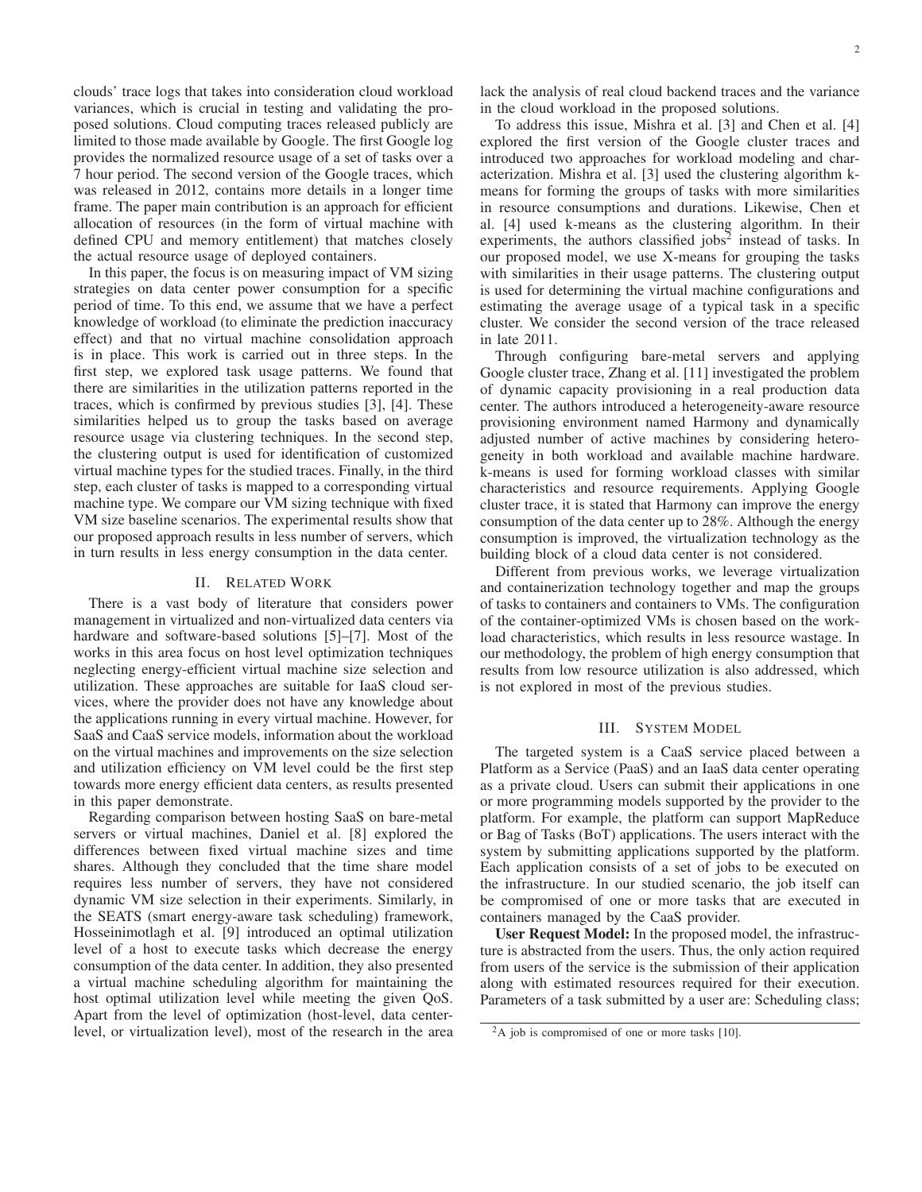clouds' trace logs that takes into consideration cloud workload variances, which is crucial in testing and validating the proposed solutions. Cloud computing traces released publicly are limited to those made available by Google. The first Google log provides the normalized resource usage of a set of tasks over a 7 hour period. The second version of the Google traces, which was released in 2012, contains more details in a longer time frame. The paper main contribution is an approach for efficient allocation of resources (in the form of virtual machine with defined CPU and memory entitlement) that matches closely the actual resource usage of deployed containers.

In this paper, the focus is on measuring impact of VM sizing strategies on data center power consumption for a specific period of time. To this end, we assume that we have a perfect knowledge of workload (to eliminate the prediction inaccuracy effect) and that no virtual machine consolidation approach is in place. This work is carried out in three steps. In the first step, we explored task usage patterns. We found that there are similarities in the utilization patterns reported in the traces, which is confirmed by previous studies [3], [4]. These similarities helped us to group the tasks based on average resource usage via clustering techniques. In the second step, the clustering output is used for identification of customized virtual machine types for the studied traces. Finally, in the third step, each cluster of tasks is mapped to a corresponding virtual machine type. We compare our VM sizing technique with fixed VM size baseline scenarios. The experimental results show that our proposed approach results in less number of servers, which in turn results in less energy consumption in the data center.

## II. Related Work

There is a vast body of literature that considers power management in virtualized and non-virtualized data centers via hardware and software-based solutions [5]–[7]. Most of the works in this area focus on host level optimization techniques neglecting energy-efficient virtual machine size selection and utilization. These approaches are suitable for IaaS cloud services, where the provider does not have any knowledge about the applications running in every virtual machine. However, for SaaS and CaaS service models, information about the workload on the virtual machines and improvements on the size selection and utilization efficiency on VM level could be the first step towards more energy efficient data centers, as results presented in this paper demonstrate.

Regarding comparison between hosting SaaS on bare-metal servers or virtual machines, Daniel et al. [8] explored the differences between fixed virtual machine sizes and time shares. Although they concluded that the time share model requires less number of servers, they have not considered dynamic VM size selection in their experiments. Similarly, in the SEATS (smart energy-aware task scheduling) framework, Hosseinimotlagh et al. [9] introduced an optimal utilization level of a host to execute tasks which decrease the energy consumption of the data center. In addition, they also presented a virtual machine scheduling algorithm for maintaining the host optimal utilization level while meeting the given QoS. Apart from the level of optimization (host-level, data center-level, or virtualization level), most of the research in the area lack the analysis of real cloud backend traces and the variance in the cloud workload in the proposed solutions.

To address this issue, Mishra et al. [3] and Chen et al. [4] explored the first version of the Google cluster traces and introduced two approaches for workload modeling and characterization. Mishra et al. [3] used the clustering algorithm k-means for forming the groups of tasks with more similarities in resource consumptions and durations. Likewise, Chen et al. [4] used k-means as the clustering algorithm. In their experiments, the authors classified jobs[2] instead of tasks. In our proposed model, we use X-means for grouping the tasks with similarities in their usage patterns. The clustering output is used for determining the virtual machine configurations and estimating the average usage of a typical task in a specific cluster. We consider the second version of the trace released in late 2011.

Through configuring bare-metal servers and applying Google cluster trace, Zhang et al. [11] investigated the problem of dynamic capacity provisioning in a real production data center. The authors introduced a heterogeneity-aware resource provisioning environment named Harmony and dynamically adjusted number of active machines by considering heterogeneity in both workload and available machine hardware. k-means is used for forming workload classes with similar characteristics and resource requirements. Applying Google cluster trace, it is stated that Harmony can improve the energy consumption of the data center up to 28%. Although the energy consumption is improved, the virtualization technology as the building block of a cloud data center is not considered.

Different from previous works, we leverage virtualization and containerization technology together and map the groups of tasks to containers and containers to VMs. The configuration of the container-optimized VMs is chosen based on the workload characteristics, which results in less resource wastage. In our methodology, the problem of high energy consumption that results from low resource utilization is also addressed, which is not explored in most of the previous studies.

## III. System Model

The targeted system is a CaaS service placed between a Platform as a Service (PaaS) and an IaaS data center operating as a private cloud. Users can submit their applications in one or more programming models supported by the provider to the platform. For example, the platform can support MapReduce or Bag of Tasks (BoT) applications. The users interact with the system by submitting applications supported by the platform. Each application consists of a set of jobs to be executed on the infrastructure. In our studied scenario, the job itself can be compromised of one or more tasks that are executed in containers managed by the CaaS provider.

**User Request Model:** In the proposed model, the infrastructure is abstracted from the users. Thus, the only action required from users of the service is the submission of their application along with estimated resources required for their execution. Parameters of a task submitted by a user are: Scheduling class;

[2] A job is compromised of one or more tasks [10].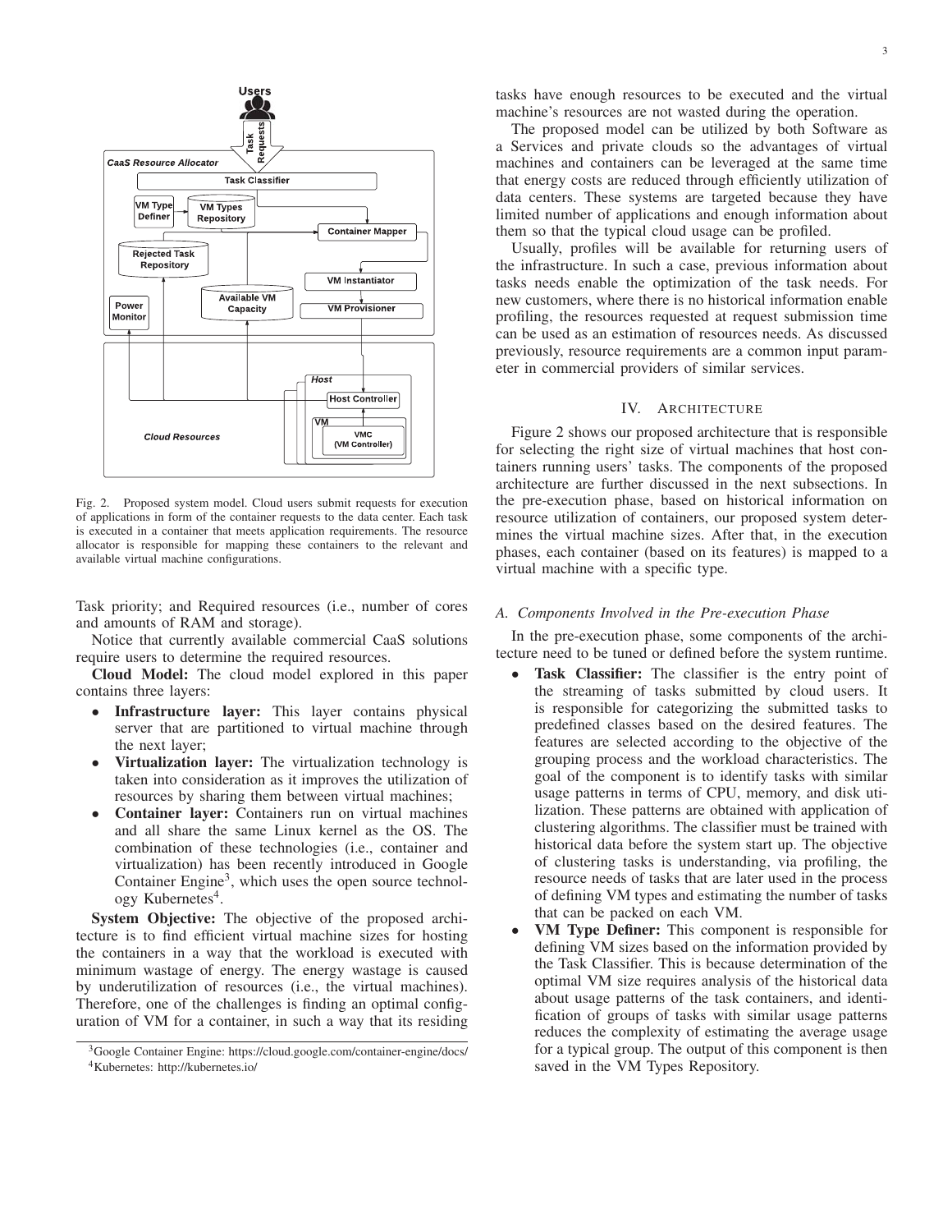Fig. 2. Proposed system model. Cloud users submit requests for execution of applications in form of the container requests to the data center. Each task is executed in a container that meets application requirements. The resource allocator is responsible for mapping these containers to the relevant and available virtual machine configurations.

Task priority; and Required resources (i.e., number of cores and amounts of RAM and storage).

Notice that currently available commercial CaaS solutions require users to determine the required resources.

**Cloud Model:** The cloud model explored in this paper contains three layers:

- **Infrastructure layer:** This layer contains physical server that are partitioned to virtual machine through the next layer;
- **Virtualization layer:** The virtualization technology is taken into consideration as it improves the utilization of resources by sharing them between virtual machines;
- **Container layer:** Containers run on virtual machines and all share the same Linux kernel as the OS. The combination of these technologies (i.e., container and virtualization) has been recently introduced in Google Container Engine[3], which uses the open source technology Kubernetes[4].

**System Objective:** The objective of the proposed architecture is to find efficient virtual machine sizes for hosting the containers in a way that the workload is executed with minimum wastage of energy. The energy wastage is caused by underutilization of resources (i.e., the virtual machines). Therefore, one of the challenges is finding an optimal configuration of VM for a container, in such a way that its residing tasks have enough resources to be executed and the virtual machine's resources are not wasted during the operation.

The proposed model can be utilized by both Software as a Services and private clouds so the advantages of virtual machines and containers can be leveraged at the same time that energy costs are reduced through efficiently utilization of data centers. These systems are targeted because they have limited number of applications and enough information about them so that the typical cloud usage can be profiled.

Usually, profiles will be available for returning users of the infrastructure. In such a case, previous information about tasks needs enable the optimization of the task needs. For new customers, where there is no historical information enable profiling, the resources requested at request submission time can be used as an estimation of resources needs. As discussed previously, resource requirements are a common input parameter in commercial providers of similar services.

## IV. Architecture

Figure 2 shows our proposed architecture that is responsible for selecting the right size of virtual machines that host containers running users' tasks. The components of the proposed architecture are further discussed in the next subsections. In the pre-execution phase, based on historical information on resource utilization of containers, our proposed system determines the virtual machine sizes. After that, in the execution phases, each container (based on its features) is mapped to a virtual machine with a specific type.

### *A. Components Involved in the Pre-execution Phase*

In the pre-execution phase, some components of the architecture need to be tuned or defined before the system runtime.

- **Task Classifier:** The classifier is the entry point of the streaming of tasks submitted by cloud users. It is responsible for categorizing the submitted tasks to predefined classes based on the desired features. The features are selected according to the objective of the grouping process and the workload characteristics. The goal of the component is to identify tasks with similar usage patterns in terms of CPU, memory, and disk utilization. These patterns are obtained with application of clustering algorithms. The classifier must be trained with historical data before the system start up. The objective of clustering tasks is understanding, via profiling, the resource needs of tasks that are later used in the process of defining VM types and estimating the number of tasks that can be packed on each VM.
- **VM Type Definer:** This component is responsible for defining VM sizes based on the information provided by the Task Classifier. This is because determination of the optimal VM size requires analysis of the historical data about usage patterns of the task containers, and identification of groups of tasks with similar usage patterns reduces the complexity of estimating the average usage for a typical group. The output of this component is then saved in the VM Types Repository.

[3]Google Container Engine: https://cloud.google.com/container-engine/docs/
[4]Kubernetes: http://kubernetes.io/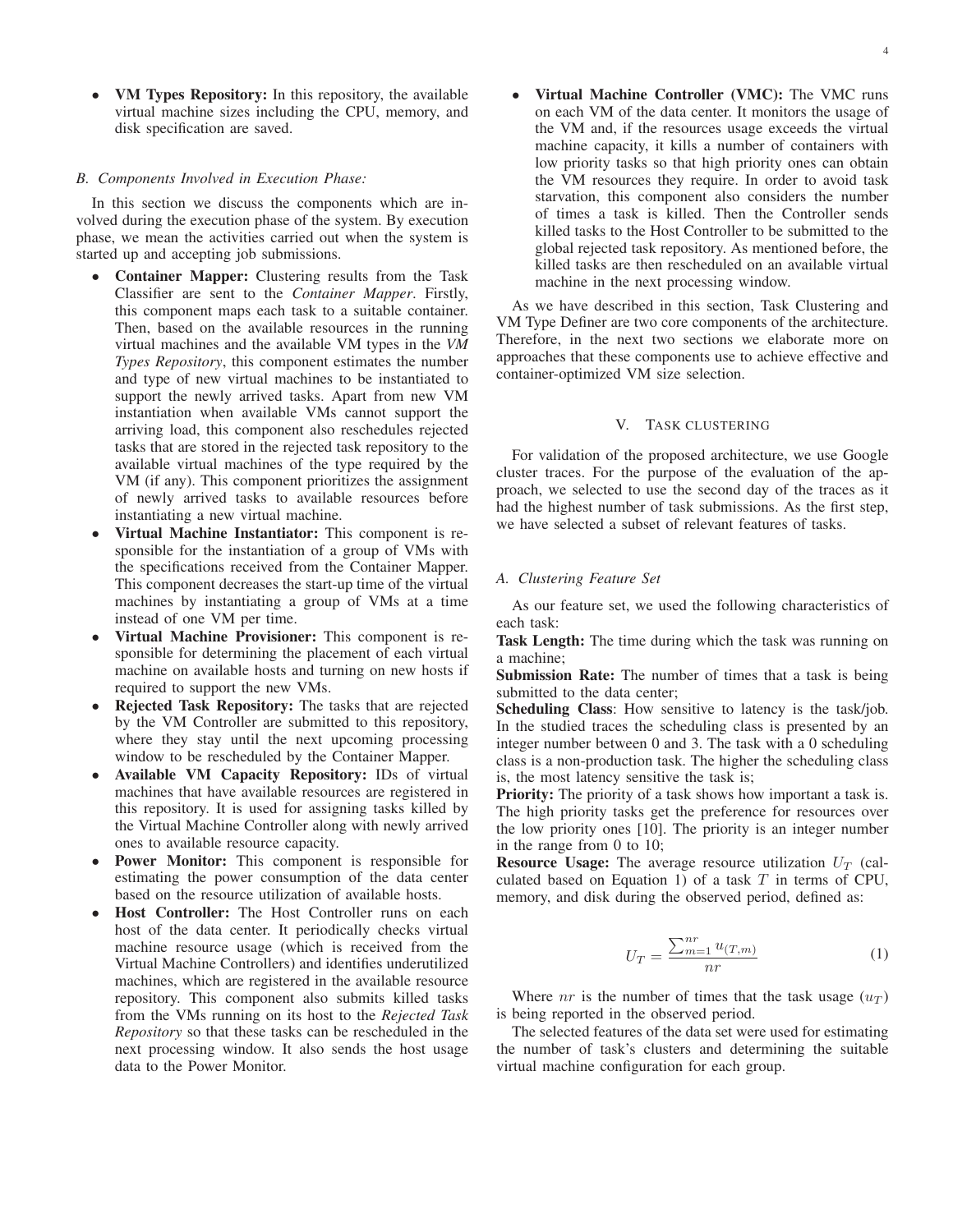- **VM Types Repository:** In this repository, the available virtual machine sizes including the CPU, memory, and disk specification are saved.

### B. Components Involved in Execution Phase:

In this section we discuss the components which are involved during the execution phase of the system. By execution phase, we mean the activities carried out when the system is started up and accepting job submissions.

- **Container Mapper:** Clustering results from the Task Classifier are sent to the *Container Mapper*. Firstly, this component maps each task to a suitable container. Then, based on the available resources in the running virtual machines and the available VM types in the *VM Types Repository*, this component estimates the number and type of new virtual machines to be instantiated to support the newly arrived tasks. Apart from new VM instantiation when available VMs cannot support the arriving load, this component also reschedules rejected tasks that are stored in the rejected task repository to the available virtual machines of the type required by the VM (if any). This component prioritizes the assignment of newly arrived tasks to available resources before instantiating a new virtual machine.
- **Virtual Machine Instantiator:** This component is responsible for the instantiation of a group of VMs with the specifications received from the Container Mapper. This component decreases the start-up time of the virtual machines by instantiating a group of VMs at a time instead of one VM per time.
- **Virtual Machine Provisioner:** This component is responsible for determining the placement of each virtual machine on available hosts and turning on new hosts if required to support the new VMs.
- **Rejected Task Repository:** The tasks that are rejected by the VM Controller are submitted to this repository, where they stay until the next upcoming processing window to be rescheduled by the Container Mapper.
- **Available VM Capacity Repository:** IDs of virtual machines that have available resources are registered in this repository. It is used for assigning tasks killed by the Virtual Machine Controller along with newly arrived ones to available resource capacity.
- **Power Monitor:** This component is responsible for estimating the power consumption of the data center based on the resource utilization of available hosts.
- **Host Controller:** The Host Controller runs on each host of the data center. It periodically checks virtual machine resource usage (which is received from the Virtual Machine Controllers) and identifies underutilized machines, which are registered in the available resource repository. This component also submits killed tasks from the VMs running on its host to the *Rejected Task Repository* so that these tasks can be rescheduled in the next processing window. It also sends the host usage data to the Power Monitor.
- **Virtual Machine Controller (VMC):** The VMC runs on each VM of the data center. It monitors the usage of the VM and, if the resources usage exceeds the virtual machine capacity, it kills a number of containers with low priority tasks so that high priority ones can obtain the VM resources they require. In order to avoid task starvation, this component also considers the number of times a task is killed. Then the Controller sends killed tasks to the Host Controller to be submitted to the global rejected task repository. As mentioned before, the killed tasks are then rescheduled on an available virtual machine in the next processing window.

As we have described in this section, Task Clustering and VM Type Definer are two core components of the architecture. Therefore, in the next two sections we elaborate more on approaches that these components use to achieve effective and container-optimized VM size selection.

## V. Task clustering

For validation of the proposed architecture, we use Google cluster traces. For the purpose of the evaluation of the approach, we selected to use the second day of the traces as it had the highest number of task submissions. As the first step, we have selected a subset of relevant features of tasks.

### A. Clustering Feature Set

As our feature set, we used the following characteristics of each task:

**Task Length:** The time during which the task was running on a machine;

**Submission Rate:** The number of times that a task is being submitted to the data center;

**Scheduling Class**: How sensitive to latency is the task/job. In the studied traces the scheduling class is presented by an integer number between 0 and 3. The task with a 0 scheduling class is a non-production task. The higher the scheduling class is, the most latency sensitive the task is;

**Priority:** The priority of a task shows how important a task is. The high priority tasks get the preference for resources over the low priority ones [10]. The priority is an integer number in the range from 0 to 10;

**Resource Usage:** The average resource utilization $U_T$ (calculated based on Equation 1) of a task $T$ in terms of CPU, memory, and disk during the observed period, defined as:

$$U_T = \frac{\sum_{m=1}^{nr} u_{(T,m)}}{nr} \tag{1}$$

Where $nr$ is the number of times that the task usage ($u_T$) is being reported in the observed period.

The selected features of the data set were used for estimating the number of task's clusters and determining the suitable virtual machine configuration for each group.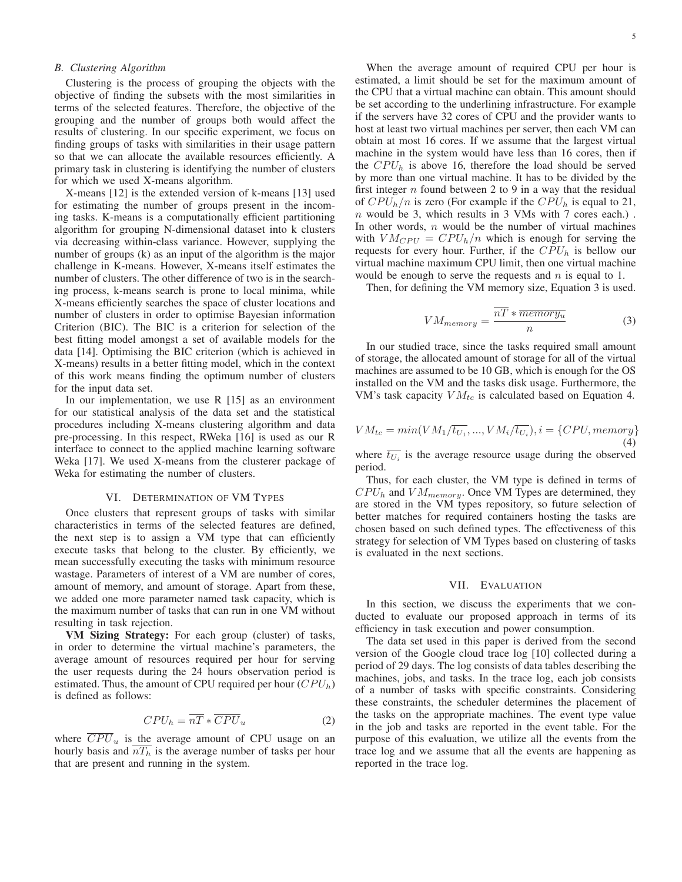### B. Clustering Algorithm

Clustering is the process of grouping the objects with the objective of finding the subsets with the most similarities in terms of the selected features. Therefore, the objective of the grouping and the number of groups both would affect the results of clustering. In our specific experiment, we focus on finding groups of tasks with similarities in their usage pattern so that we can allocate the available resources efficiently. A primary task in clustering is identifying the number of clusters for which we used X-means algorithm.

X-means [12] is the extended version of k-means [13] used for estimating the number of groups present in the incoming tasks. K-means is a computationally efficient partitioning algorithm for grouping N-dimensional dataset into k clusters via decreasing within-class variance. However, supplying the number of groups (k) as an input of the algorithm is the major challenge in K-means. However, X-means itself estimates the number of clusters. The other difference of two is in the searching process, k-means search is prone to local minima, while X-means efficiently searches the space of cluster locations and number of clusters in order to optimise Bayesian information Criterion (BIC). The BIC is a criterion for selection of the best fitting model amongst a set of available models for the data [14]. Optimising the BIC criterion (which is achieved in X-means) results in a better fitting model, which in the context of this work means finding the optimum number of clusters for the input data set.

In our implementation, we use R [15] as an environment for our statistical analysis of the data set and the statistical procedures including X-means clustering algorithm and data pre-processing. In this respect, RWeka [16] is used as our R interface to connect to the applied machine learning software Weka [17]. We used X-means from the clusterer package of Weka for estimating the number of clusters.

## VI. Determination of VM Types

Once clusters that represent groups of tasks with similar characteristics in terms of the selected features are defined, the next step is to assign a VM type that can efficiently execute tasks that belong to the cluster. By efficiently, we mean successfully executing the tasks with minimum resource wastage. Parameters of interest of a VM are number of cores, amount of memory, and amount of storage. Apart from these, we added one more parameter named task capacity, which is the maximum number of tasks that can run in one VM without resulting in task rejection.

**VM Sizing Strategy:** For each group (cluster) of tasks, in order to determine the virtual machine's parameters, the average amount of resources required per hour for serving the user requests during the 24 hours observation period is estimated. Thus, the amount of CPU required per hour ($CPU_h$) is defined as follows:

$$CPU_h = \overline{nT} * \overline{CPU}_u \tag{2}$$

where $\overline{CPU}_u$ is the average amount of CPU usage on an hourly basis and $\overline{nT_h}$ is the average number of tasks per hour that are present and running in the system.

When the average amount of required CPU per hour is estimated, a limit should be set for the maximum amount of the CPU that a virtual machine can obtain. This amount should be set according to the underlining infrastructure. For example if the servers have 32 cores of CPU and the provider wants to host at least two virtual machines per server, then each VM can obtain at most 16 cores. If we assume that the largest virtual machine in the system would have less than 16 cores, then if the $CPU_h$ is above 16, therefore the load should be served by more than one virtual machine. It has to be divided by the first integer $n$ found between 2 to 9 in a way that the residual of $CPU_h/n$ is zero (For example if the $CPU_h$ is equal to 21, $n$ would be 3, which results in 3 VMs with 7 cores each.) . In other words, $n$ would be the number of virtual machines with $VM_{CPU} = CPU_h/n$ which is enough for serving the requests for every hour. Further, if the $CPU_h$ is bellow our virtual machine maximum CPU limit, then one virtual machine would be enough to serve the requests and $n$ is equal to 1.

Then, for defining the VM memory size, Equation 3 is used.

$$VM_{memory} = \frac{\overline{nT} * \overline{memory_u}}{n} \tag{3}$$

In our studied trace, since the tasks required small amount of storage, the allocated amount of storage for all of the virtual machines are assumed to be 10 GB, which is enough for the OS installed on the VM and the tasks disk usage. Furthermore, the VM's task capacity $VM_{tc}$ is calculated based on Equation 4.

$$VM_{tc} = min(VM_1/\overline{t_{U_1}}, ..., VM_i/\overline{t_{U_i}}), i = \{CPU, memory\} \tag{4}$$

where $\overline{t_{U_i}}$ is the average resource usage during the observed period.

Thus, for each cluster, the VM type is defined in terms of $CPU_h$ and $VM_{memory}$. Once VM Types are determined, they are stored in the VM types repository, so future selection of better matches for required containers hosting the tasks are chosen based on such defined types. The effectiveness of this strategy for selection of VM Types based on clustering of tasks is evaluated in the next sections.

## VII. Evaluation

In this section, we discuss the experiments that we conducted to evaluate our proposed approach in terms of its efficiency in task execution and power consumption.

The data set used in this paper is derived from the second version of the Google cloud trace log [10] collected during a period of 29 days. The log consists of data tables describing the machines, jobs, and tasks. In the trace log, each job consists of a number of tasks with specific constraints. Considering these constraints, the scheduler determines the placement of the tasks on the appropriate machines. The event type value in the job and tasks are reported in the event table. For the purpose of this evaluation, we utilize all the events from the trace log and we assume that all the events are happening as reported in the trace log.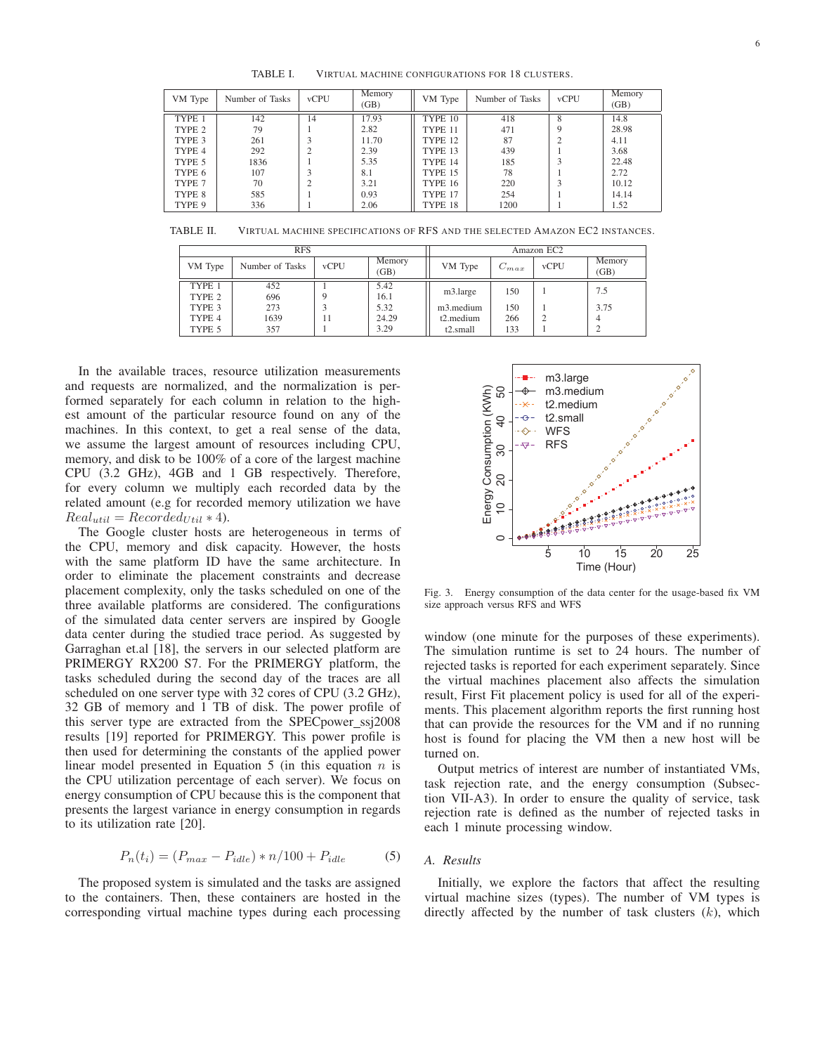TABLE I. VIRTUAL MACHINE CONFIGURATIONS FOR 18 CLUSTERS.

| VM Type | Number of Tasks | vCPU | Memory (GB) | VM Type | Number of Tasks | vCPU | Memory (GB) |
|---|---|---|---|---|---|---|---|
| TYPE 1 | 142 | 14 | 17.93 | TYPE 10 | 418 | 8 | 14.8 |
| TYPE 2 | 79 | 1 | 2.82 | TYPE 11 | 471 | 9 | 28.98 |
| TYPE 3 | 261 | 3 | 11.70 | TYPE 12 | 87 | 2 | 4.11 |
| TYPE 4 | 292 | 2 | 2.39 | TYPE 13 | 439 | 1 | 3.68 |
| TYPE 5 | 1836 | 1 | 5.35 | TYPE 14 | 185 | 3 | 22.48 |
| TYPE 6 | 107 | 3 | 8.1 | TYPE 15 | 78 | 1 | 2.72 |
| TYPE 7 | 70 | 2 | 3.21 | TYPE 16 | 220 | 3 | 10.12 |
| TYPE 8 | 585 | 1 | 0.93 | TYPE 17 | 254 | 1 | 14.14 |
| TYPE 9 | 336 | 1 | 2.06 | TYPE 18 | 1200 | 1 | 1.52 |

TABLE II. VIRTUAL MACHINE SPECIFICATIONS OF RFS AND THE SELECTED AMAZON EC2 INSTANCES.

| RFS | | | | Amazon EC2 | | | |
|---|---|---|---|---|---|---|---|
| VM Type | Number of Tasks | vCPU | Memory (GB) | VM Type | $C_{max}$ | vCPU | Memory (GB) |
| TYPE 1 | 452 | 1 | 5.42 | m3.large | 150 | 1 | 7.5 |
| TYPE 2 | 696 | 9 | 16.1 | | | | |
| TYPE 3 | 273 | 3 | 5.32 | m3.medium | 150 | 1 | 3.75 |
| TYPE 4 | 1639 | 11 | 24.29 | t2.medium | 266 | 2 | 4 |
| TYPE 5 | 357 | 1 | 3.29 | t2.small | 133 | 1 | 2 |

In the available traces, resource utilization measurements and requests are normalized, and the normalization is performed separately for each column in relation to the highest amount of the particular resource found on any of the machines. In this context, to get a real sense of the data, we assume the largest amount of resources including CPU, memory, and disk to be 100% of a core of the largest machine CPU (3.2 GHz), 4GB and 1 GB respectively. Therefore, for every column we multiply each recorded data by the related amount (e.g for recorded memory utilization we have $Real_{util} = Recorded_{Util} * 4$).

The Google cluster hosts are heterogeneous in terms of the CPU, memory and disk capacity. However, the hosts with the same platform ID have the same architecture. In order to eliminate the placement constraints and decrease placement complexity, only the tasks scheduled on one of the three available platforms are considered. The configurations of the simulated data center servers are inspired by Google data center during the studied trace period. As suggested by Garraghan et.al [18], the servers in our selected platform are PRIMERGY RX200 S7. For the PRIMERGY platform, the tasks scheduled during the second day of the traces are all scheduled on one server type with 32 cores of CPU (3.2 GHz), 32 GB of memory and 1 TB of disk. The power profile of this server type are extracted from the SPECpower_ssj2008 results [19] reported for PRIMERGY. This power profile is then used for determining the constants of the applied power linear model presented in Equation 5 (in this equation $n$ is the CPU utilization percentage of each server). We focus on energy consumption of CPU because this is the component that presents the largest variance in energy consumption in regards to its utilization rate [20].

$$P_n(t_i) = (P_{max} - P_{idle}) * n/100 + P_{idle} \tag{5}$$

The proposed system is simulated and the tasks are assigned to the containers. Then, these containers are hosted in the corresponding virtual machine types during each processing window (one minute for the purposes of these experiments). The simulation runtime is set to 24 hours. The number of rejected tasks is reported for each experiment separately. Since the virtual machines placement also affects the simulation result, First Fit placement policy is used for all of the experiments. This placement algorithm reports the first running host that can provide the resources for the VM and if no running host is found for placing the VM then a new host will be turned on.

Fig. 3. Energy consumption of the data center for the usage-based fix VM size approach versus RFS and WFS

Output metrics of interest are number of instantiated VMs, task rejection rate, and the energy consumption (Subsection VII-A3). In order to ensure the quality of service, task rejection rate is defined as the number of rejected tasks in each 1 minute processing window.

## A. Results

Initially, we explore the factors that affect the resulting virtual machine sizes (types). The number of VM types is directly affected by the number of task clusters ($k$), which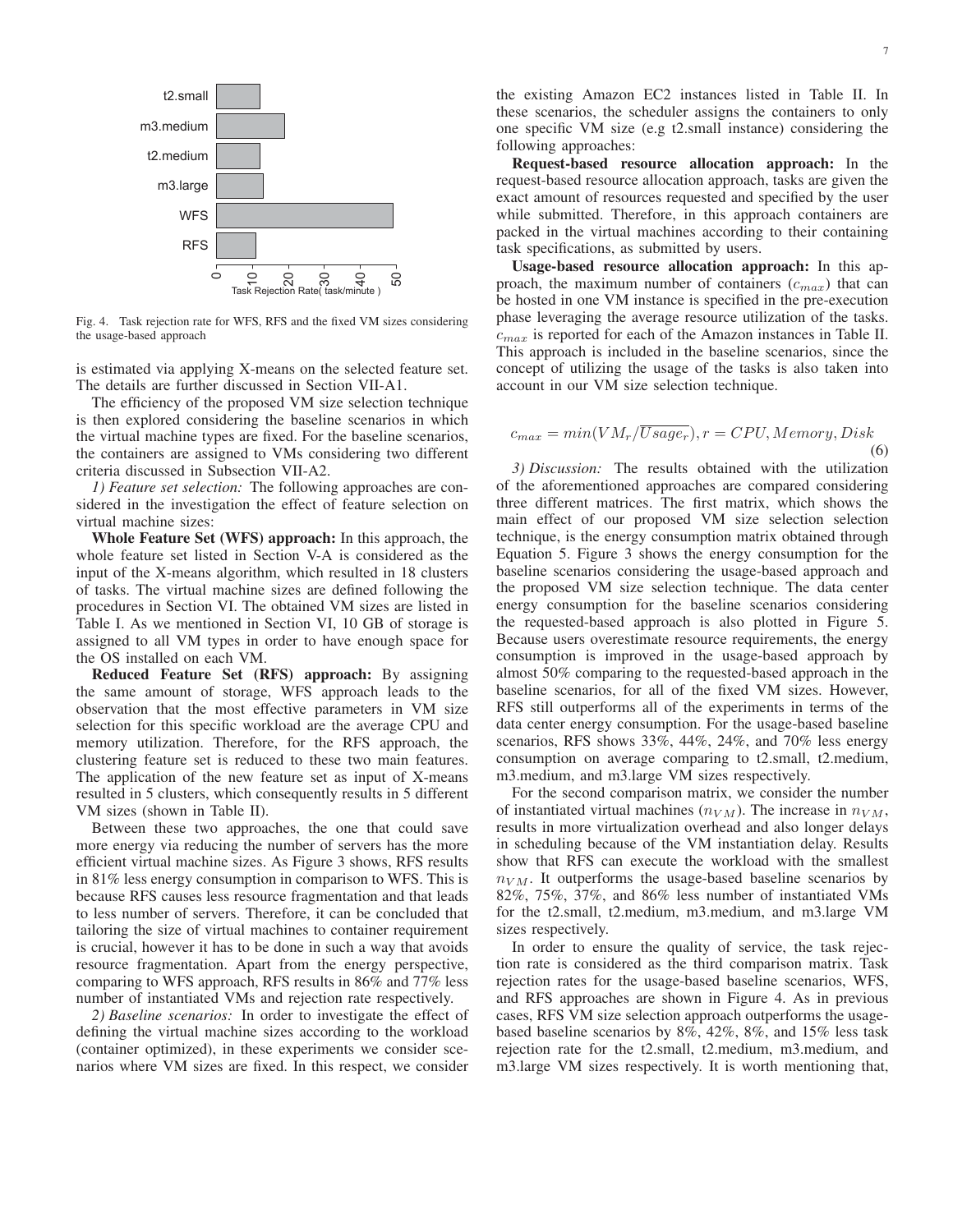Fig. 4. Task rejection rate for WFS, RFS and the fixed VM sizes considering the usage-based approach

is estimated via applying X-means on the selected feature set. The details are further discussed in Section VII-A1.

The efficiency of the proposed VM size selection technique is then explored considering the baseline scenarios in which the virtual machine types are fixed. For the baseline scenarios, the containers are assigned to VMs considering two different criteria discussed in Subsection VII-A2.

*1) Feature set selection:* The following approaches are considered in the investigation the effect of feature selection on virtual machine sizes:

**Whole Feature Set (WFS) approach:** In this approach, the whole feature set listed in Section V-A is considered as the input of the X-means algorithm, which resulted in 18 clusters of tasks. The virtual machine sizes are defined following the procedures in Section VI. The obtained VM sizes are listed in Table I. As we mentioned in Section VI, 10 GB of storage is assigned to all VM types in order to have enough space for the OS installed on each VM.

**Reduced Feature Set (RFS) approach:** By assigning the same amount of storage, WFS approach leads to the observation that the most effective parameters in VM size selection for this specific workload are the average CPU and memory utilization. Therefore, for the RFS approach, the clustering feature set is reduced to these two main features. The application of the new feature set as input of X-means resulted in 5 clusters, which consequently results in 5 different VM sizes (shown in Table II).

Between these two approaches, the one that could save more energy via reducing the number of servers has the more efficient virtual machine sizes. As Figure 3 shows, RFS results in 81% less energy consumption in comparison to WFS. This is because RFS causes less resource fragmentation and that leads to less number of servers. Therefore, it can be concluded that tailoring the size of virtual machines to container requirement is crucial, however it has to be done in such a way that avoids resource fragmentation. Apart from the energy perspective, comparing to WFS approach, RFS results in 86% and 77% less number of instantiated VMs and rejection rate respectively.

*2) Baseline scenarios:* In order to investigate the effect of defining the virtual machine sizes according to the workload (container optimized), in these experiments we consider scenarios where VM sizes are fixed. In this respect, we consider the existing Amazon EC2 instances listed in Table II. In these scenarios, the scheduler assigns the containers to only one specific VM size (e.g t2.small instance) considering the following approaches:

**Request-based resource allocation approach:** In the request-based resource allocation approach, tasks are given the exact amount of resources requested and specified by the user while submitted. Therefore, in this approach containers are packed in the virtual machines according to their containing task specifications, as submitted by users.

**Usage-based resource allocation approach:** In this approach, the maximum number of containers ($c_{max}$) that can be hosted in one VM instance is specified in the pre-execution phase leveraging the average resource utilization of the tasks. $c_{max}$ is reported for each of the Amazon instances in Table II. This approach is included in the baseline scenarios, since the concept of utilizing the usage of the tasks is also taken into account in our VM size selection technique.

$$c_{max} = min(VM_r/\overline{Usage_r}), r = CPU, Memory, Disk \quad (6)$$

*3) Discussion:* The results obtained with the utilization of the aforementioned approaches are compared considering three different matrices. The first matrix, which shows the main effect of our proposed VM size selection selection technique, is the energy consumption matrix obtained through Equation 5. Figure 3 shows the energy consumption for the baseline scenarios considering the usage-based approach and the proposed VM size selection technique. The data center energy consumption for the baseline scenarios considering the requested-based approach is also plotted in Figure 5. Because users overestimate resource requirements, the energy consumption is improved in the usage-based approach by almost 50% comparing to the requested-based approach in the baseline scenarios, for all of the fixed VM sizes. However, RFS still outperforms all of the experiments in terms of the data center energy consumption. For the usage-based baseline scenarios, RFS shows 33%, 44%, 24%, and 70% less energy consumption on average comparing to t2.small, t2.medium, m3.medium, and m3.large VM sizes respectively.

For the second comparison matrix, we consider the number of instantiated virtual machines ($n_{VM}$). The increase in $n_{VM}$, results in more virtualization overhead and also longer delays in scheduling because of the VM instantiation delay. Results show that RFS can execute the workload with the smallest $n_{VM}$. It outperforms the usage-based baseline scenarios by 82%, 75%, 37%, and 86% less number of instantiated VMs for the t2.small, t2.medium, m3.medium, and m3.large VM sizes respectively.

In order to ensure the quality of service, the task rejection rate is considered as the third comparison matrix. Task rejection rates for the usage-based baseline scenarios, WFS, and RFS approaches are shown in Figure 4. As in previous cases, RFS VM size selection approach outperforms the usage-based baseline scenarios by 8%, 42%, 8%, and 15% less task rejection rate for the t2.small, t2.medium, m3.medium, and m3.large VM sizes respectively. It is worth mentioning that,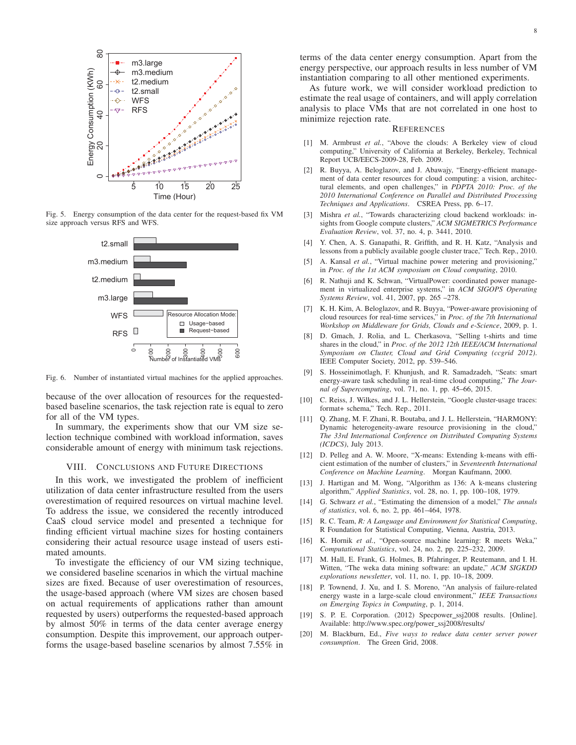80
60
40
20
0
Energy Consumption (KWh)
5
10
15
20
25
Time (Hour)
m3.large
m3.medium
t2.medium
t2.small
WFS
RFS

Fig. 5. Energy consumption of the data center for the request-based fix VM size approach versus RFS and WFS.

t2.small
m3.medium
t2.medium
m3.large
WFS
RFS
Resource Allocation Mode:
Usage–based
Request–based
0
100
200
300
400
500
600
Number of Instantiated VMs

Fig. 6. Number of instantiated virtual machines for the applied approaches.

because of the over allocation of resources for the requested-based baseline scenarios, the task rejection rate is equal to zero for all of the VM types.

In summary, the experiments show that our VM size selection technique combined with workload information, saves considerable amount of energy with minimum task rejections.

## VIII. Conclusions and Future Directions

In this work, we investigated the problem of inefficient utilization of data center infrastructure resulted from the users overestimation of required resources on virtual machine level. To address the issue, we considered the recently introduced CaaS cloud service model and presented a technique for finding efficient virtual machine sizes for hosting containers considering their actual resource usage instead of users estimated amounts.

To investigate the efficiency of our VM sizing technique, we considered baseline scenarios in which the virtual machine sizes are fixed. Because of user overestimation of resources, the usage-based approach (where VM sizes are chosen based on actual requirements of applications rather than amount requested by users) outperforms the requested-based approach by almost 50% in terms of the data center average energy consumption. Despite this improvement, our approach outperforms the usage-based baseline scenarios by almost 7.55% in terms of the data center energy consumption. Apart from the energy perspective, our approach results in less number of VM instantiation comparing to all other mentioned experiments.

As future work, we will consider workload prediction to estimate the real usage of containers, and will apply correlation analysis to place VMs that are not correlated in one host to minimize rejection rate.

## References

[1] M. Armbrust *et al.*, "Above the clouds: A Berkeley view of cloud computing," University of California at Berkeley, Berkeley, Technical Report UCB/EECS-2009-28, Feb. 2009.

[2] R. Buyya, A. Beloglazov, and J. Abawajy, "Energy-efficient management of data center resources for cloud computing: a vision, architectural elements, and open challenges," in *PDPTA 2010: Proc. of the 2010 International Conference on Parallel and Distributed Processing Techniques and Applications*. CSREA Press, pp. 6–17.

[3] Mishra *et al.*, "Towards characterizing cloud backend workloads: insights from Google compute clusters," *ACM SIGMETRICS Performance Evaluation Review*, vol. 37, no. 4, p. 3441, 2010.

[4] Y. Chen, A. S. Ganapathi, R. Griffith, and R. H. Katz, "Analysis and lessons from a publicly available google cluster trace," Tech. Rep., 2010.

[5] A. Kansal *et al.*, "Virtual machine power metering and provisioning," in *Proc. of the 1st ACM symposium on Cloud computing*, 2010.

[6] R. Nathuji and K. Schwan, "VirtualPower: coordinated power management in virtualized enterprise systems," in *ACM SIGOPS Operating Systems Review*, vol. 41, 2007, pp. 265 –278.

[7] K. H. Kim, A. Beloglazov, and R. Buyya, "Power-aware provisioning of cloud resources for real-time services," in *Proc. of the 7th International Workshop on Middleware for Grids, Clouds and e-Science*, 2009, p. 1.

[8] D. Gmach, J. Rolia, and L. Cherkasova, "Selling t-shirts and time shares in the cloud," in *Proc. of the 2012 12th IEEE/ACM International Symposium on Cluster, Cloud and Grid Computing (ccgrid 2012)*. IEEE Computer Society, 2012, pp. 539–546.

[9] S. Hosseinimotlagh, F. Khunjush, and R. Samadzadeh, "Seats: smart energy-aware task scheduling in real-time cloud computing," *The Journal of Supercomputing*, vol. 71, no. 1, pp. 45–66, 2015.

[10] C. Reiss, J. Wilkes, and J. L. Hellerstein, "Google cluster-usage traces: format+ schema," Tech. Rep., 2011.

[11] Q. Zhang, M. F. Zhani, R. Boutaba, and J. L. Hellerstein, "HARMONY: Dynamic heterogeneity-aware resource provisioning in the cloud," *The 33rd International Conference on Distributed Computing Systems (ICDCS)*, July 2013.

[12] D. Pelleg and A. W. Moore, "X-means: Extending k-means with efficient estimation of the number of clusters," in *Seventeenth International Conference on Machine Learning*. Morgan Kaufmann, 2000.

[13] J. Hartigan and M. Wong, "Algorithm as 136: A k-means clustering algorithm," *Applied Statistics*, vol. 28, no. 1, pp. 100–108, 1979.

[14] G. Schwarz *et al.*, "Estimating the dimension of a model," *The annals of statistics*, vol. 6, no. 2, pp. 461–464, 1978.

[15] R. C. Team, *R: A Language and Environment for Statistical Computing*, R Foundation for Statistical Computing, Vienna, Austria, 2013.

[16] K. Hornik *et al.*, "Open-source machine learning: R meets Weka," *Computational Statistics*, vol. 24, no. 2, pp. 225–232, 2009.

[17] M. Hall, E. Frank, G. Holmes, B. Pfahringer, P. Reutemann, and I. H. Witten, "The weka data mining software: an update," *ACM SIGKDD explorations newsletter*, vol. 11, no. 1, pp. 10–18, 2009.

[18] P. Townend, J. Xu, and I. S. Moreno, "An analysis of failure-related energy waste in a large-scale cloud environment," *IEEE Transactions on Emerging Topics in Computing*, p. 1, 2014.

[19] S. P. E. Corporation. (2012) Specpower_ssj2008 results. [Online]. Available: http://www.spec.org/power_ssj2008/results/

[20] M. Blackburn, Ed., *Five ways to reduce data center server power consumption*. The Green Grid, 2008.